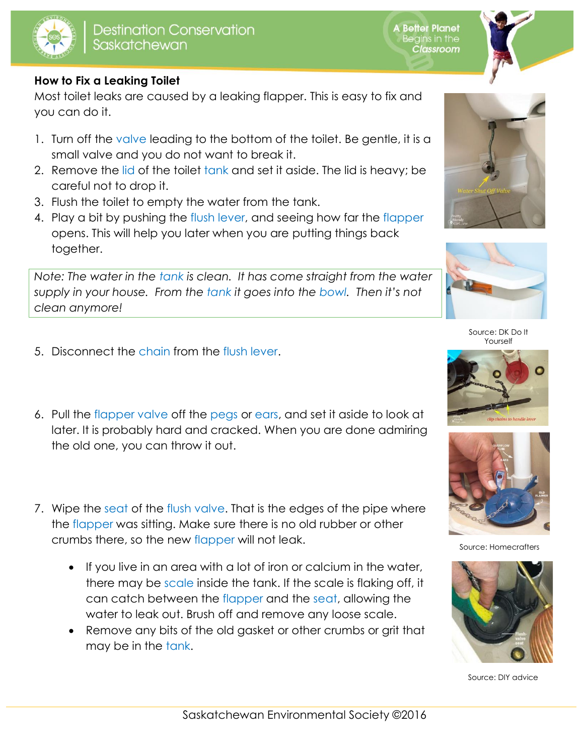## How to Fix a Leaking Toilet

Most toilet leaks are caused by a leaking flapper. This is easy to fix and you can do it.

1. Turn off the valve leading to the bottom of the toilet. Be gentle, it is a small valve and you do not want to break it.
2. Remove the lid of the toilet tank and set it aside. The lid is heavy; be careful not to drop it.
3. Flush the toilet to empty the water from the tank.
4. Play a bit by pushing the flush lever, and seeing how far the flapper opens. This will help you later when you are putting things back together.

*Note: The water in the tank is clean. It has come straight from the water supply in your house. From the tank it goes into the bowl. Then it's not clean anymore!*

Source: DK Do It Yourself

5. Disconnect the chain from the flush lever.
6. Pull the flapper valve off the pegs or ears, and set it aside to look at later. It is probably hard and cracked. When you are done admiring the old one, you can throw it out.

Source: Homecrafters

7. Wipe the seat of the flush valve. That is the edges of the pipe where the flapper was sitting. Make sure there is no old rubber or other crumbs there, so the new flapper will not leak.
   - If you live in an area with a lot of iron or calcium in the water, there may be scale inside the tank. If the scale is flaking off, it can catch between the flapper and the seat, allowing the water to leak out. Brush off and remove any loose scale.
   - Remove any bits of the old gasket or other crumbs or grit that may be in the tank.

Source: DIY advice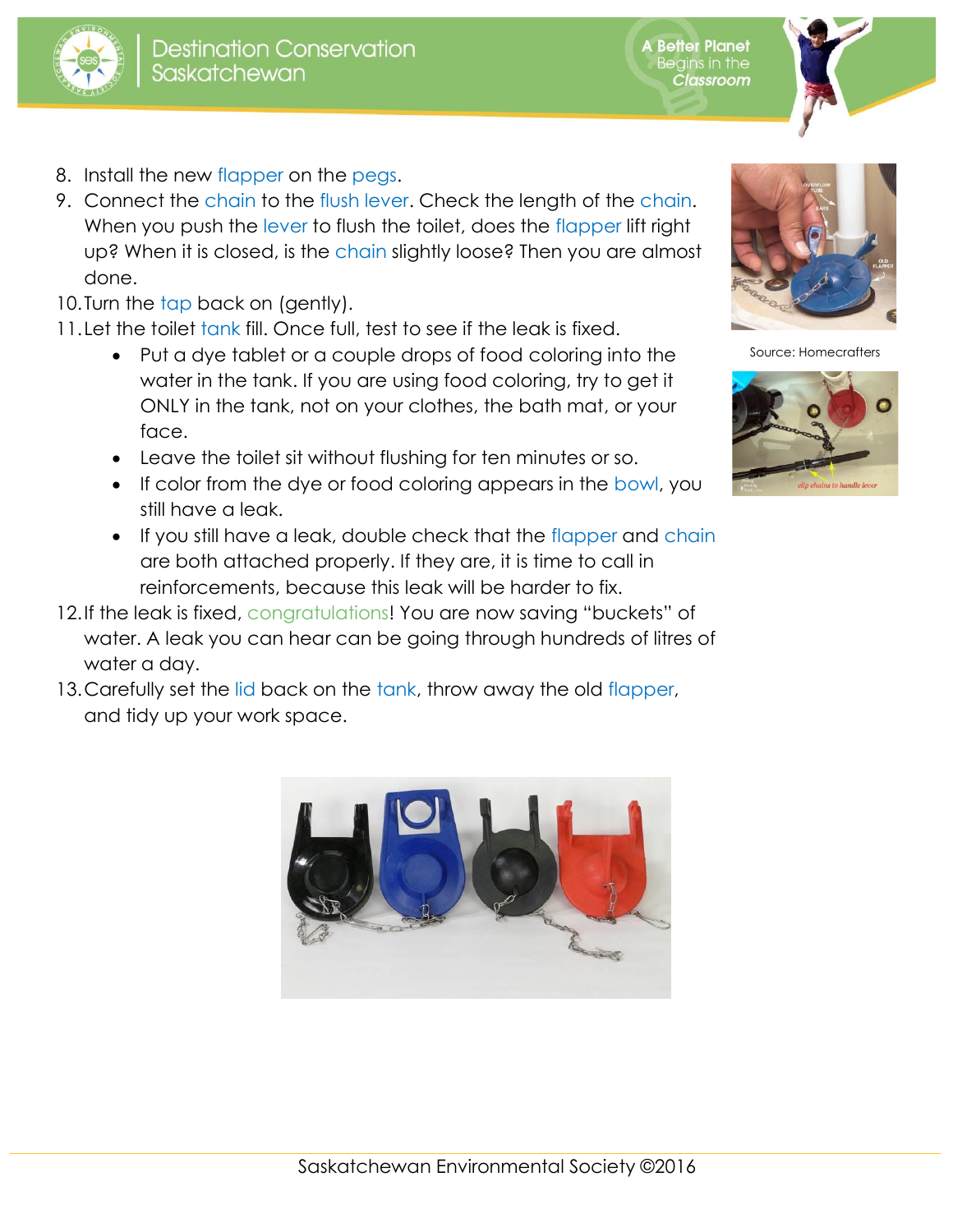8. Install the new flapper on the pegs.
9. Connect the chain to the flush lever. Check the length of the chain. When you push the lever to flush the toilet, does the flapper lift right up? When it is closed, is the chain slightly loose? Then you are almost done.
10. Turn the tap back on (gently).
11. Let the toilet tank fill. Once full, test to see if the leak is fixed.
    - Put a dye tablet or a couple drops of food coloring into the water in the tank. If you are using food coloring, try to get it ONLY in the tank, not on your clothes, the bath mat, or your face.
    - Leave the toilet sit without flushing for ten minutes or so.
    - If color from the dye or food coloring appears in the bowl, you still have a leak.
    - If you still have a leak, double check that the flapper and chain are both attached properly. If they are, it is time to call in reinforcements, because this leak will be harder to fix.
12. If the leak is fixed, congratulations! You are now saving "buckets" of water. A leak you can hear can be going through hundreds of litres of water a day.
13. Carefully set the lid back on the tank, throw away the old flapper, and tidy up your work space.

Source: Homecrafters